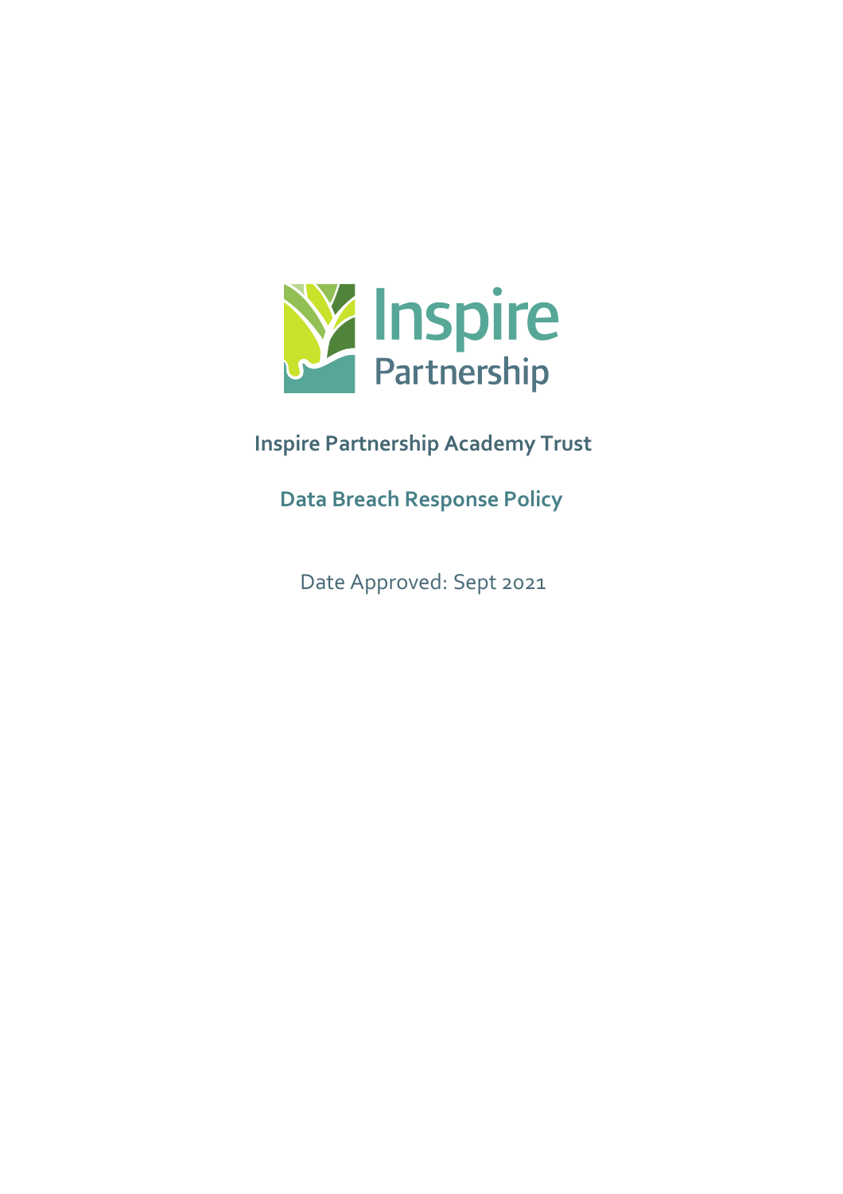Inspire Partnership

## Inspire Partnership Academy Trust

## Data Breach Response Policy

Date Approved: Sept 2021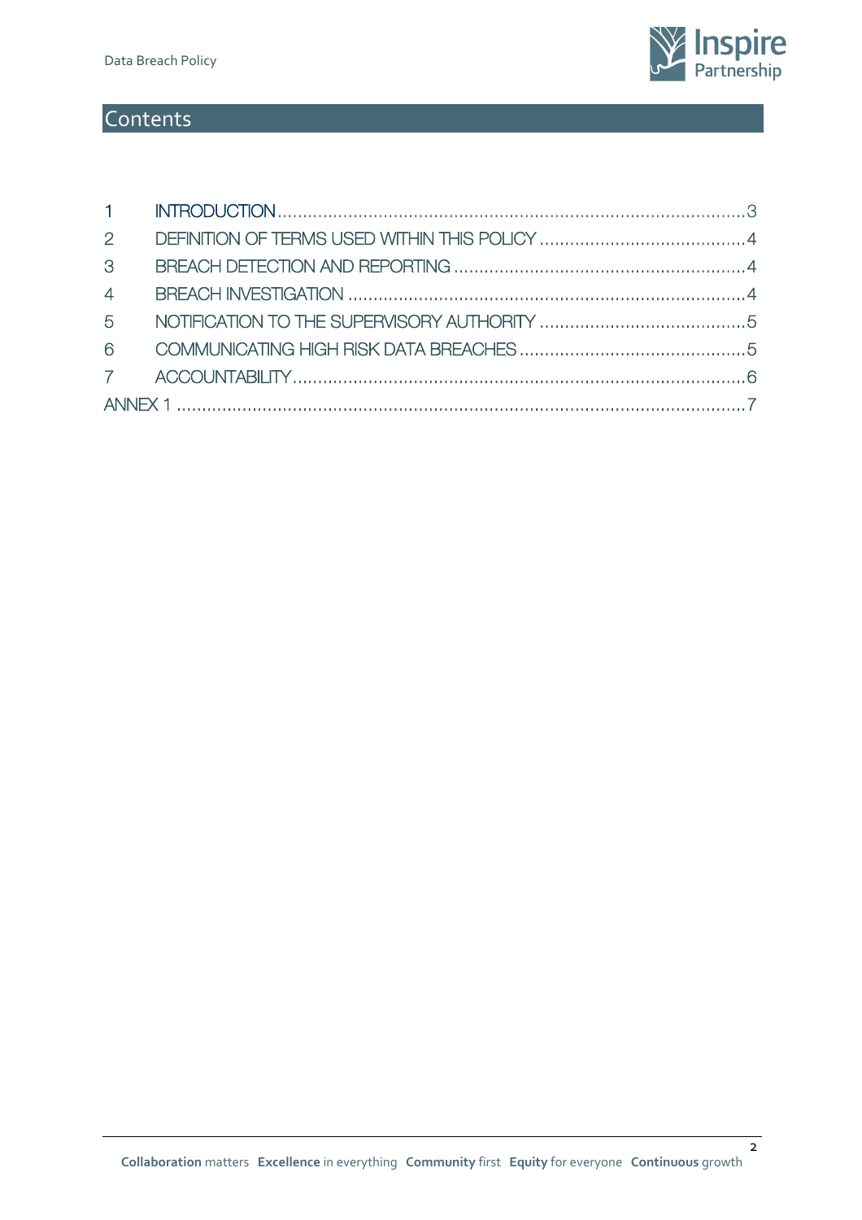# Contents

1 INTRODUCTION ........................................................................................3
2 DEFINITION OF TERMS USED WITHIN THIS POLICY ........................................4
3 BREACH DETECTION AND REPORTING .......................................................4
4 BREACH INVESTIGATION ..........................................................................4
5 NOTIFICATION TO THE SUPERVISORY AUTHORITY ........................................5
6 COMMUNICATING HIGH RISK DATA BREACHES ............................................5
7 ACCOUNTABILITY ....................................................................................6
ANNEX 1 ......................................................................................................7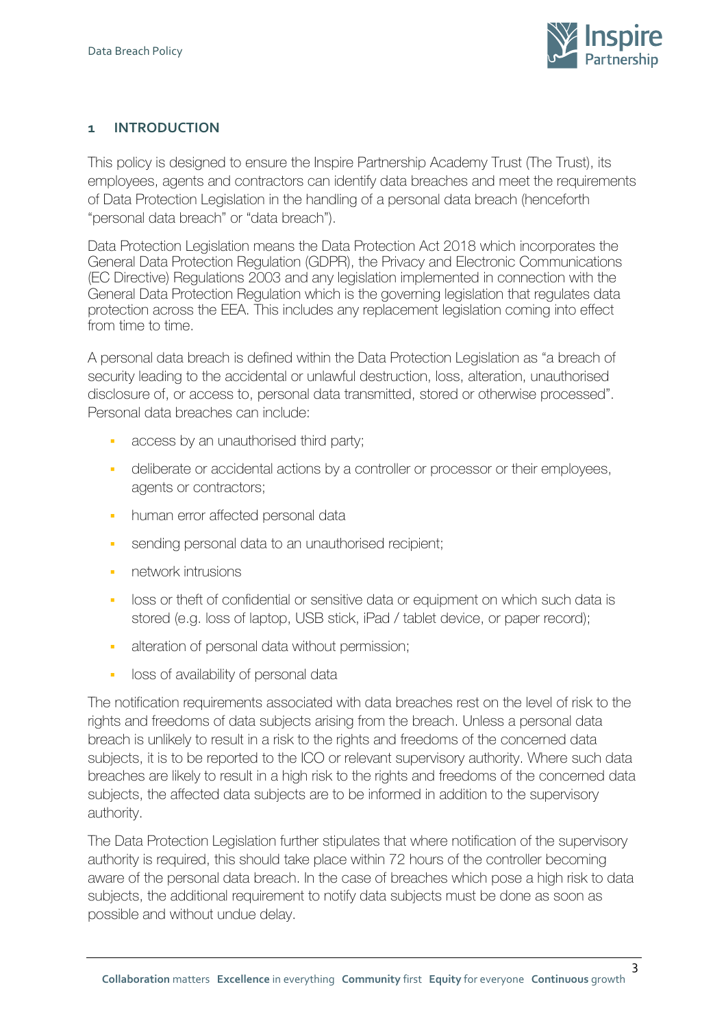## 1 INTRODUCTION

This policy is designed to ensure the Inspire Partnership Academy Trust (The Trust), its employees, agents and contractors can identify data breaches and meet the requirements of Data Protection Legislation in the handling of a personal data breach (henceforth "personal data breach" or "data breach").

Data Protection Legislation means the Data Protection Act 2018 which incorporates the General Data Protection Regulation (GDPR), the Privacy and Electronic Communications (EC Directive) Regulations 2003 and any legislation implemented in connection with the General Data Protection Regulation which is the governing legislation that regulates data protection across the EEA. This includes any replacement legislation coming into effect from time to time.

A personal data breach is defined within the Data Protection Legislation as "a breach of security leading to the accidental or unlawful destruction, loss, alteration, unauthorised disclosure of, or access to, personal data transmitted, stored or otherwise processed". Personal data breaches can include:

- access by an unauthorised third party;
- deliberate or accidental actions by a controller or processor or their employees, agents or contractors;
- human error affected personal data
- sending personal data to an unauthorised recipient;
- network intrusions
- loss or theft of confidential or sensitive data or equipment on which such data is stored (e.g. loss of laptop, USB stick, iPad / tablet device, or paper record);
- alteration of personal data without permission;
- loss of availability of personal data

The notification requirements associated with data breaches rest on the level of risk to the rights and freedoms of data subjects arising from the breach. Unless a personal data breach is unlikely to result in a risk to the rights and freedoms of the concerned data subjects, it is to be reported to the ICO or relevant supervisory authority. Where such data breaches are likely to result in a high risk to the rights and freedoms of the concerned data subjects, the affected data subjects are to be informed in addition to the supervisory authority.

The Data Protection Legislation further stipulates that where notification of the supervisory authority is required, this should take place within 72 hours of the controller becoming aware of the personal data breach. In the case of breaches which pose a high risk to data subjects, the additional requirement to notify data subjects must be done as soon as possible and without undue delay.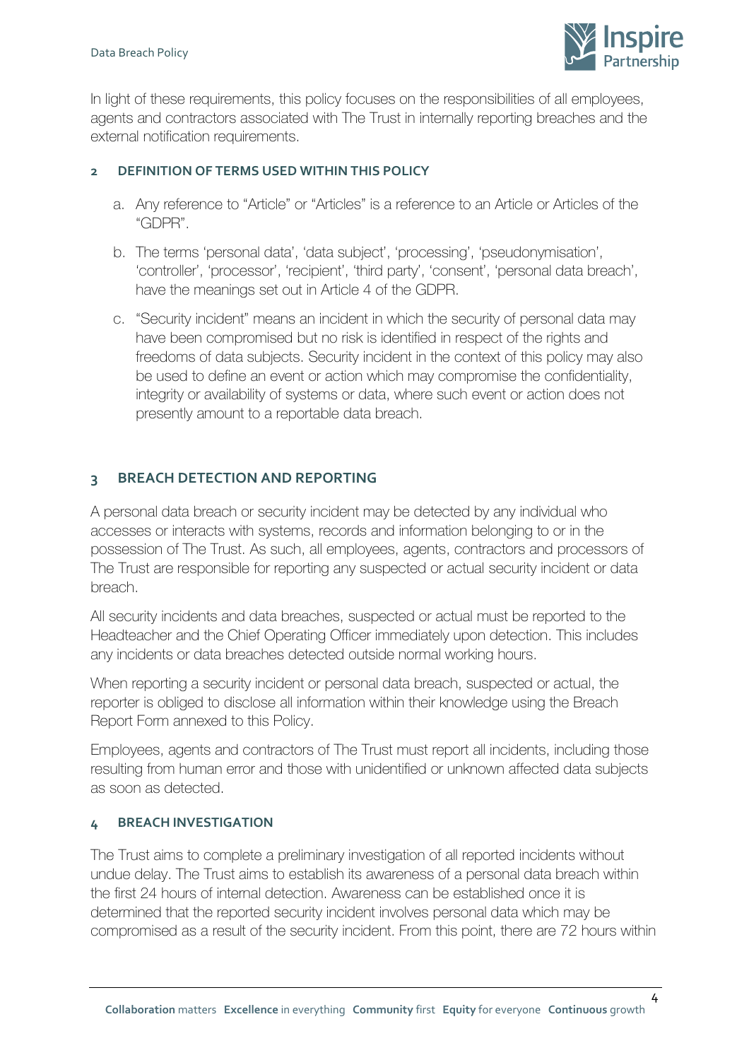In light of these requirements, this policy focuses on the responsibilities of all employees, agents and contractors associated with The Trust in internally reporting breaches and the external notification requirements.

## 2 DEFINITION OF TERMS USED WITHIN THIS POLICY

a. Any reference to "Article" or "Articles" is a reference to an Article or Articles of the "GDPR".

b. The terms 'personal data', 'data subject', 'processing', 'pseudonymisation', 'controller', 'processor', 'recipient', 'third party', 'consent', 'personal data breach', have the meanings set out in Article 4 of the GDPR.

c. "Security incident" means an incident in which the security of personal data may have been compromised but no risk is identified in respect of the rights and freedoms of data subjects. Security incident in the context of this policy may also be used to define an event or action which may compromise the confidentiality, integrity or availability of systems or data, where such event or action does not presently amount to a reportable data breach.

## 3 BREACH DETECTION AND REPORTING

A personal data breach or security incident may be detected by any individual who accesses or interacts with systems, records and information belonging to or in the possession of The Trust. As such, all employees, agents, contractors and processors of The Trust are responsible for reporting any suspected or actual security incident or data breach.

All security incidents and data breaches, suspected or actual must be reported to the Headteacher and the Chief Operating Officer immediately upon detection. This includes any incidents or data breaches detected outside normal working hours.

When reporting a security incident or personal data breach, suspected or actual, the reporter is obliged to disclose all information within their knowledge using the Breach Report Form annexed to this Policy.

Employees, agents and contractors of The Trust must report all incidents, including those resulting from human error and those with unidentified or unknown affected data subjects as soon as detected.

## 4 BREACH INVESTIGATION

The Trust aims to complete a preliminary investigation of all reported incidents without undue delay. The Trust aims to establish its awareness of a personal data breach within the first 24 hours of internal detection. Awareness can be established once it is determined that the reported security incident involves personal data which may be compromised as a result of the security incident. From this point, there are 72 hours within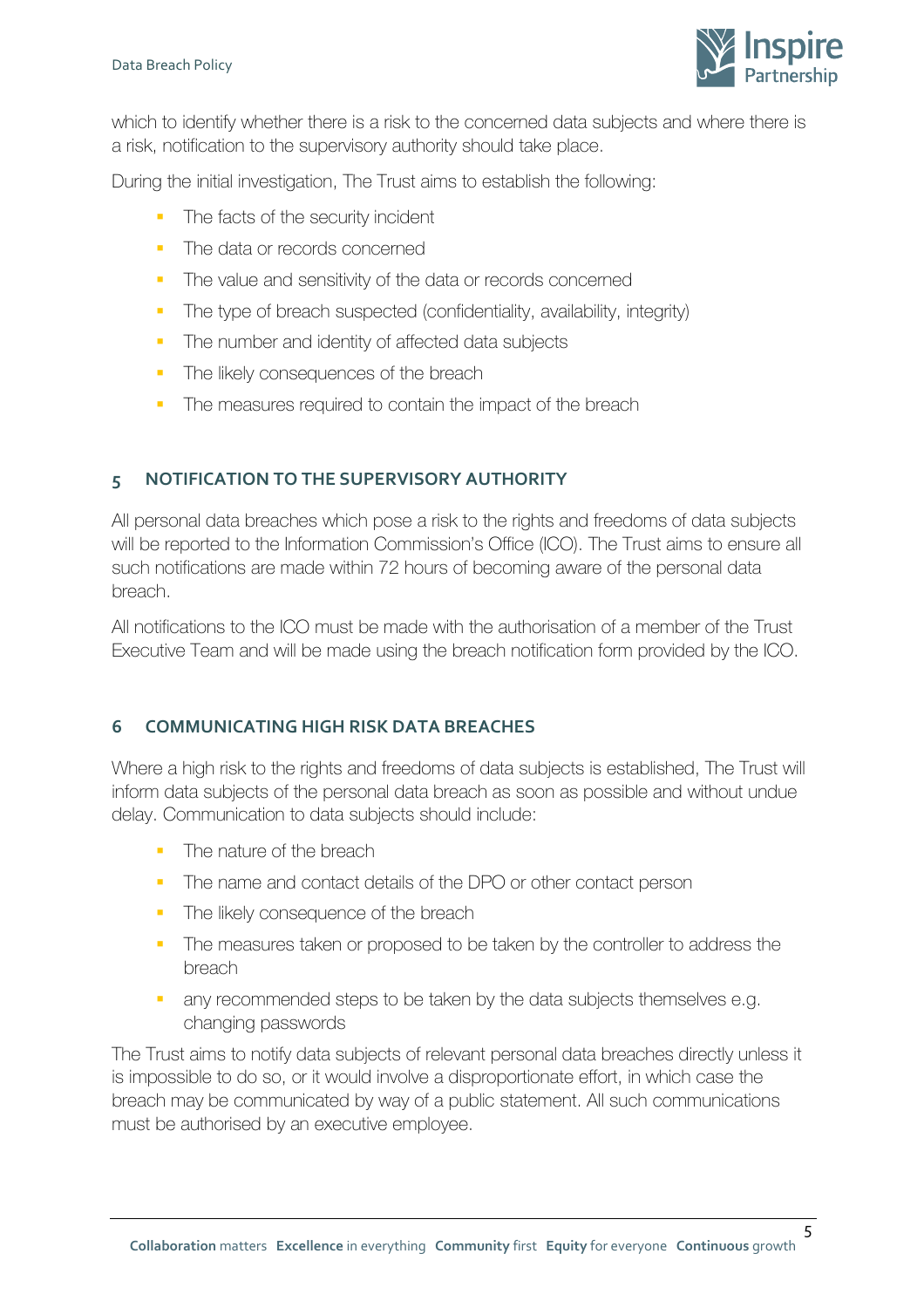which to identify whether there is a risk to the concerned data subjects and where there is a risk, notification to the supervisory authority should take place.

During the initial investigation, The Trust aims to establish the following:

- The facts of the security incident
- The data or records concerned
- The value and sensitivity of the data or records concerned
- The type of breach suspected (confidentiality, availability, integrity)
- The number and identity of affected data subjects
- The likely consequences of the breach
- The measures required to contain the impact of the breach

## 5 NOTIFICATION TO THE SUPERVISORY AUTHORITY

All personal data breaches which pose a risk to the rights and freedoms of data subjects will be reported to the Information Commission's Office (ICO). The Trust aims to ensure all such notifications are made within 72 hours of becoming aware of the personal data breach.

All notifications to the ICO must be made with the authorisation of a member of the Trust Executive Team and will be made using the breach notification form provided by the ICO.

## 6 COMMUNICATING HIGH RISK DATA BREACHES

Where a high risk to the rights and freedoms of data subjects is established, The Trust will inform data subjects of the personal data breach as soon as possible and without undue delay. Communication to data subjects should include:

- The nature of the breach
- The name and contact details of the DPO or other contact person
- The likely consequence of the breach
- The measures taken or proposed to be taken by the controller to address the breach
- any recommended steps to be taken by the data subjects themselves e.g. changing passwords

The Trust aims to notify data subjects of relevant personal data breaches directly unless it is impossible to do so, or it would involve a disproportionate effort, in which case the breach may be communicated by way of a public statement. All such communications must be authorised by an executive employee.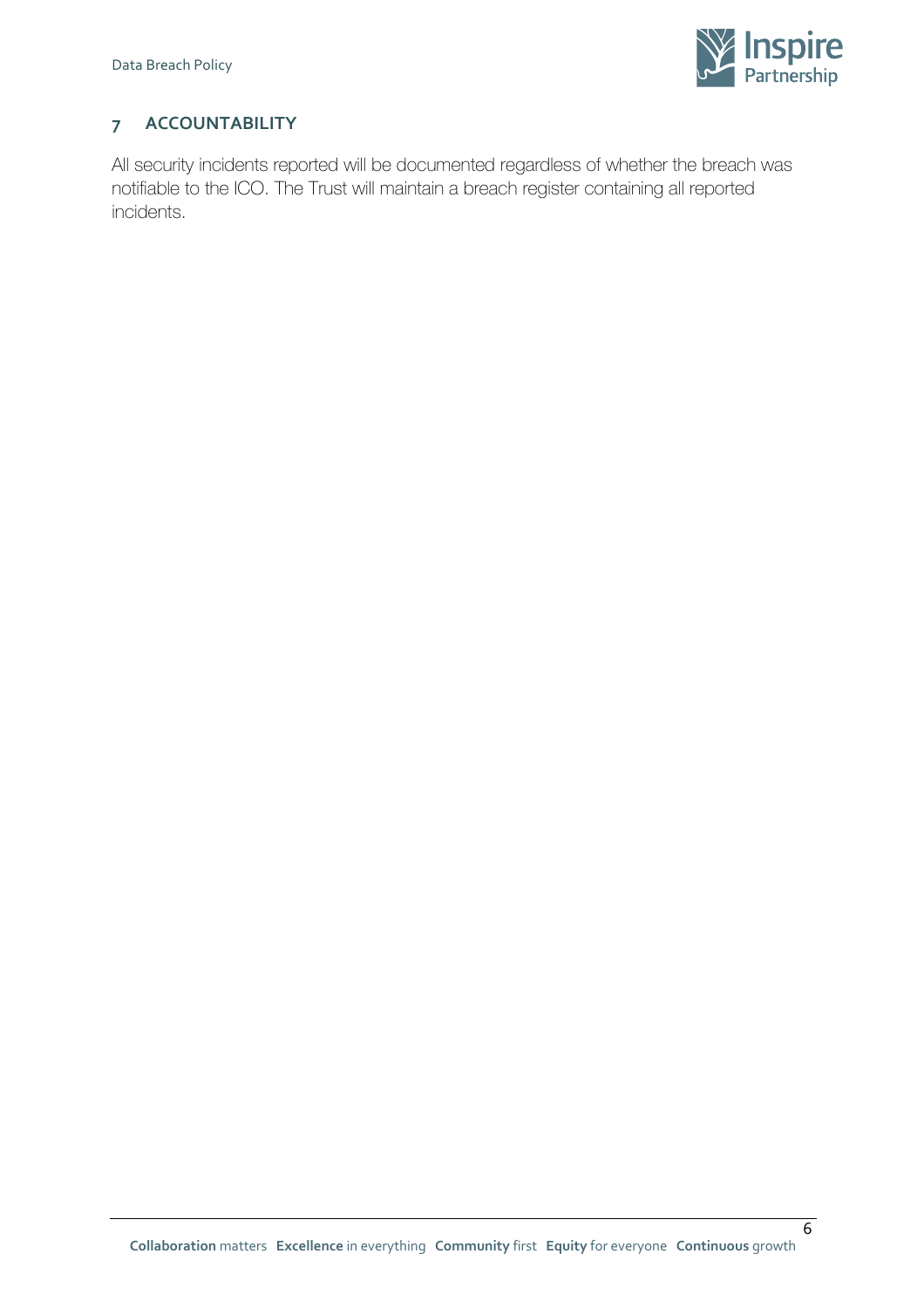## 7 ACCOUNTABILITY

All security incidents reported will be documented regardless of whether the breach was notifiable to the ICO. The Trust will maintain a breach register containing all reported incidents.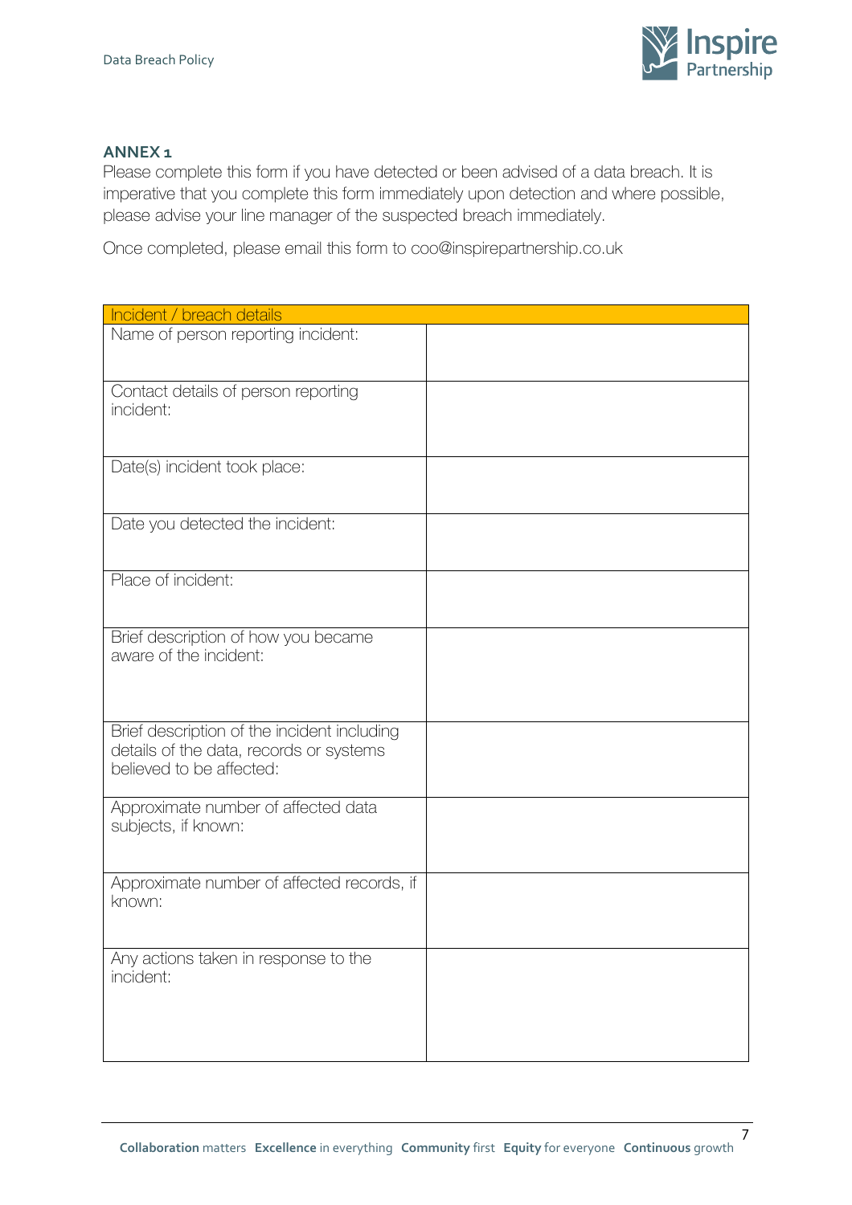## ANNEX 1

Please complete this form if you have detected or been advised of a data breach. It is imperative that you complete this form immediately upon detection and where possible, please advise your line manager of the suspected breach immediately.

Once completed, please email this form to coo@inspirepartnership.co.uk

| Incident / breach details | |
|---|---|
| Name of person reporting incident: | |
| Contact details of person reporting incident: | |
| Date(s) incident took place: | |
| Date you detected the incident: | |
| Place of incident: | |
| Brief description of how you became aware of the incident: | |
| Brief description of the incident including details of the data, records or systems believed to be affected: | |
| Approximate number of affected data subjects, if known: | |
| Approximate number of affected records, if known: | |
| Any actions taken in response to the incident: | |